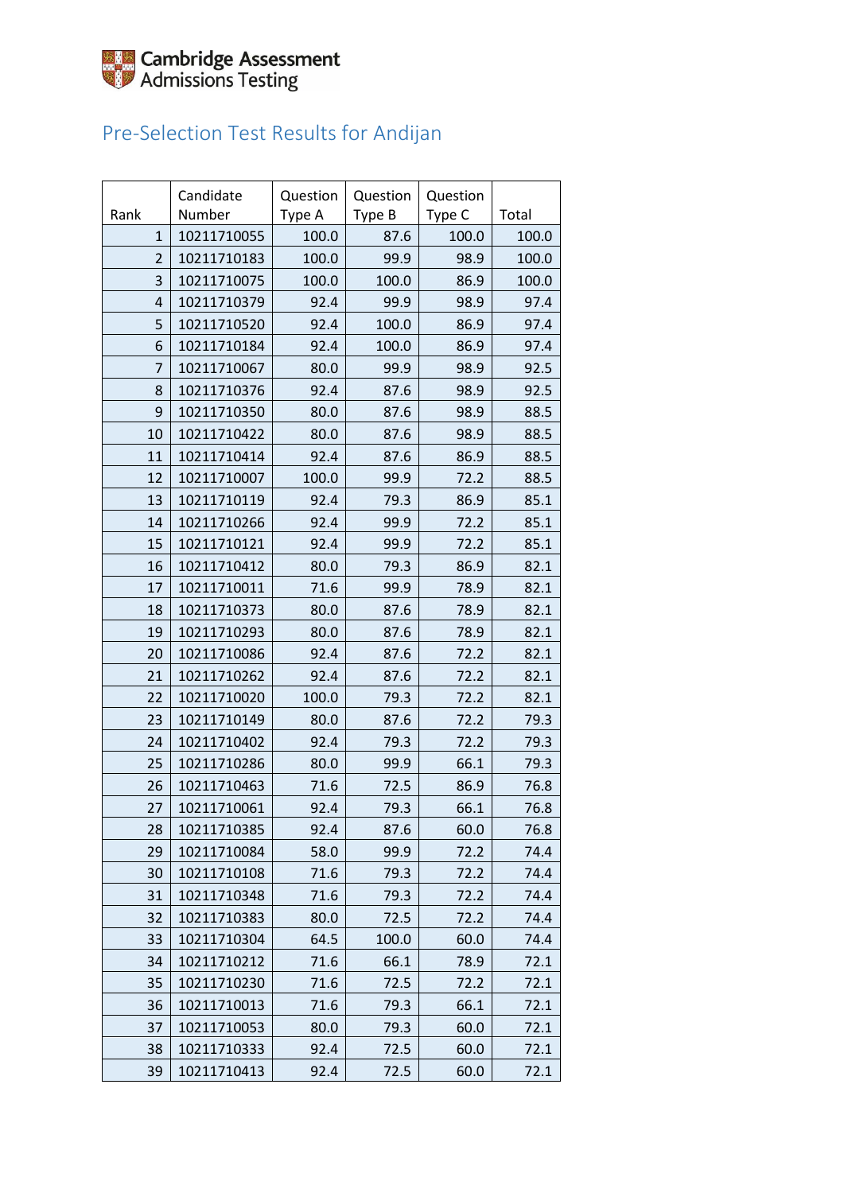Cambridge Assessment Admissions Testing

## Pre-Selection Test Results for Andijan

| Rank | Candidate Number | Question Type A | Question Type B | Question Type C | Total |
|---|---|---|---|---|---|
| 1 | 10211710055 | 100.0 | 87.6 | 100.0 | 100.0 |
| 2 | 10211710183 | 100.0 | 99.9 | 98.9 | 100.0 |
| 3 | 10211710075 | 100.0 | 100.0 | 86.9 | 100.0 |
| 4 | 10211710379 | 92.4 | 99.9 | 98.9 | 97.4 |
| 5 | 10211710520 | 92.4 | 100.0 | 86.9 | 97.4 |
| 6 | 10211710184 | 92.4 | 100.0 | 86.9 | 97.4 |
| 7 | 10211710067 | 80.0 | 99.9 | 98.9 | 92.5 |
| 8 | 10211710376 | 92.4 | 87.6 | 98.9 | 92.5 |
| 9 | 10211710350 | 80.0 | 87.6 | 98.9 | 88.5 |
| 10 | 10211710422 | 80.0 | 87.6 | 98.9 | 88.5 |
| 11 | 10211710414 | 92.4 | 87.6 | 86.9 | 88.5 |
| 12 | 10211710007 | 100.0 | 99.9 | 72.2 | 88.5 |
| 13 | 10211710119 | 92.4 | 79.3 | 86.9 | 85.1 |
| 14 | 10211710266 | 92.4 | 99.9 | 72.2 | 85.1 |
| 15 | 10211710121 | 92.4 | 99.9 | 72.2 | 85.1 |
| 16 | 10211710412 | 80.0 | 79.3 | 86.9 | 82.1 |
| 17 | 10211710011 | 71.6 | 99.9 | 78.9 | 82.1 |
| 18 | 10211710373 | 80.0 | 87.6 | 78.9 | 82.1 |
| 19 | 10211710293 | 80.0 | 87.6 | 78.9 | 82.1 |
| 20 | 10211710086 | 92.4 | 87.6 | 72.2 | 82.1 |
| 21 | 10211710262 | 92.4 | 87.6 | 72.2 | 82.1 |
| 22 | 10211710020 | 100.0 | 79.3 | 72.2 | 82.1 |
| 23 | 10211710149 | 80.0 | 87.6 | 72.2 | 79.3 |
| 24 | 10211710402 | 92.4 | 79.3 | 72.2 | 79.3 |
| 25 | 10211710286 | 80.0 | 99.9 | 66.1 | 79.3 |
| 26 | 10211710463 | 71.6 | 72.5 | 86.9 | 76.8 |
| 27 | 10211710061 | 92.4 | 79.3 | 66.1 | 76.8 |
| 28 | 10211710385 | 92.4 | 87.6 | 60.0 | 76.8 |
| 29 | 10211710084 | 58.0 | 99.9 | 72.2 | 74.4 |
| 30 | 10211710108 | 71.6 | 79.3 | 72.2 | 74.4 |
| 31 | 10211710348 | 71.6 | 79.3 | 72.2 | 74.4 |
| 32 | 10211710383 | 80.0 | 72.5 | 72.2 | 74.4 |
| 33 | 10211710304 | 64.5 | 100.0 | 60.0 | 74.4 |
| 34 | 10211710212 | 71.6 | 66.1 | 78.9 | 72.1 |
| 35 | 10211710230 | 71.6 | 72.5 | 72.2 | 72.1 |
| 36 | 10211710013 | 71.6 | 79.3 | 66.1 | 72.1 |
| 37 | 10211710053 | 80.0 | 79.3 | 60.0 | 72.1 |
| 38 | 10211710333 | 92.4 | 72.5 | 60.0 | 72.1 |
| 39 | 10211710413 | 92.4 | 72.5 | 60.0 | 72.1 |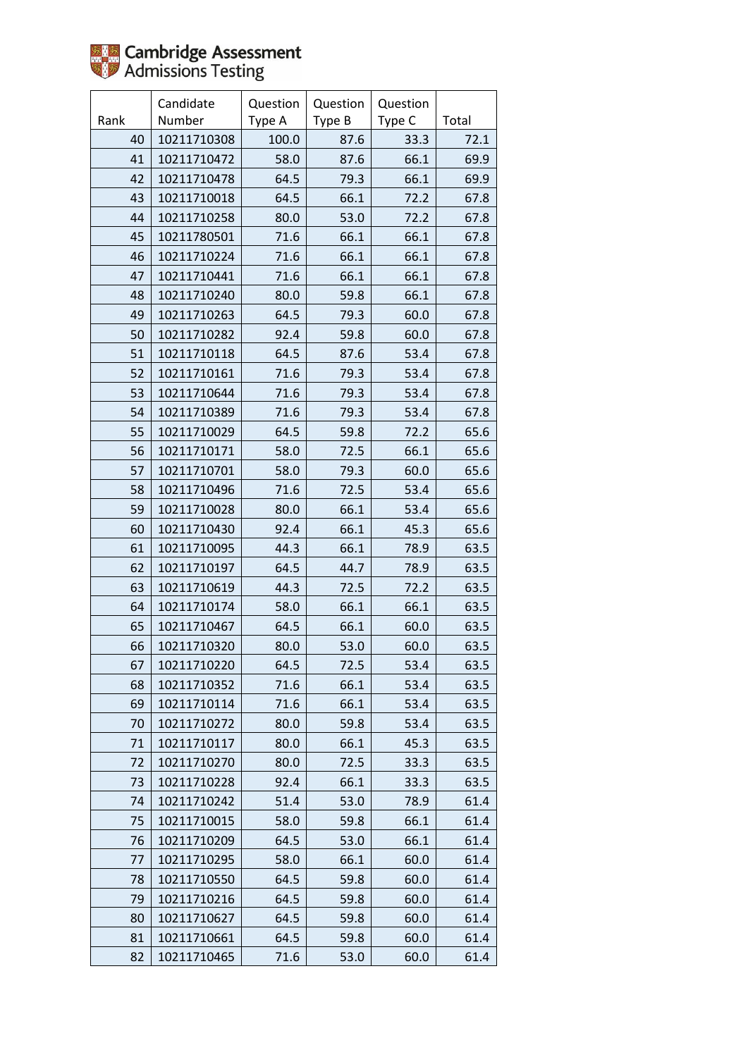| Rank | Candidate Number | Question Type A | Question Type B | Question Type C | Total |
|---|---|---|---|---|---|
| 40 | 10211710308 | 100.0 | 87.6 | 33.3 | 72.1 |
| 41 | 10211710472 | 58.0 | 87.6 | 66.1 | 69.9 |
| 42 | 10211710478 | 64.5 | 79.3 | 66.1 | 69.9 |
| 43 | 10211710018 | 64.5 | 66.1 | 72.2 | 67.8 |
| 44 | 10211710258 | 80.0 | 53.0 | 72.2 | 67.8 |
| 45 | 10211780501 | 71.6 | 66.1 | 66.1 | 67.8 |
| 46 | 10211710224 | 71.6 | 66.1 | 66.1 | 67.8 |
| 47 | 10211710441 | 71.6 | 66.1 | 66.1 | 67.8 |
| 48 | 10211710240 | 80.0 | 59.8 | 66.1 | 67.8 |
| 49 | 10211710263 | 64.5 | 79.3 | 60.0 | 67.8 |
| 50 | 10211710282 | 92.4 | 59.8 | 60.0 | 67.8 |
| 51 | 10211710118 | 64.5 | 87.6 | 53.4 | 67.8 |
| 52 | 10211710161 | 71.6 | 79.3 | 53.4 | 67.8 |
| 53 | 10211710644 | 71.6 | 79.3 | 53.4 | 67.8 |
| 54 | 10211710389 | 71.6 | 79.3 | 53.4 | 67.8 |
| 55 | 10211710029 | 64.5 | 59.8 | 72.2 | 65.6 |
| 56 | 10211710171 | 58.0 | 72.5 | 66.1 | 65.6 |
| 57 | 10211710701 | 58.0 | 79.3 | 60.0 | 65.6 |
| 58 | 10211710496 | 71.6 | 72.5 | 53.4 | 65.6 |
| 59 | 10211710028 | 80.0 | 66.1 | 53.4 | 65.6 |
| 60 | 10211710430 | 92.4 | 66.1 | 45.3 | 65.6 |
| 61 | 10211710095 | 44.3 | 66.1 | 78.9 | 63.5 |
| 62 | 10211710197 | 64.5 | 44.7 | 78.9 | 63.5 |
| 63 | 10211710619 | 44.3 | 72.5 | 72.2 | 63.5 |
| 64 | 10211710174 | 58.0 | 66.1 | 66.1 | 63.5 |
| 65 | 10211710467 | 64.5 | 66.1 | 60.0 | 63.5 |
| 66 | 10211710320 | 80.0 | 53.0 | 60.0 | 63.5 |
| 67 | 10211710220 | 64.5 | 72.5 | 53.4 | 63.5 |
| 68 | 10211710352 | 71.6 | 66.1 | 53.4 | 63.5 |
| 69 | 10211710114 | 71.6 | 66.1 | 53.4 | 63.5 |
| 70 | 10211710272 | 80.0 | 59.8 | 53.4 | 63.5 |
| 71 | 10211710117 | 80.0 | 66.1 | 45.3 | 63.5 |
| 72 | 10211710270 | 80.0 | 72.5 | 33.3 | 63.5 |
| 73 | 10211710228 | 92.4 | 66.1 | 33.3 | 63.5 |
| 74 | 10211710242 | 51.4 | 53.0 | 78.9 | 61.4 |
| 75 | 10211710015 | 58.0 | 59.8 | 66.1 | 61.4 |
| 76 | 10211710209 | 64.5 | 53.0 | 66.1 | 61.4 |
| 77 | 10211710295 | 58.0 | 66.1 | 60.0 | 61.4 |
| 78 | 10211710550 | 64.5 | 59.8 | 60.0 | 61.4 |
| 79 | 10211710216 | 64.5 | 59.8 | 60.0 | 61.4 |
| 80 | 10211710627 | 64.5 | 59.8 | 60.0 | 61.4 |
| 81 | 10211710661 | 64.5 | 59.8 | 60.0 | 61.4 |
| 82 | 10211710465 | 71.6 | 53.0 | 60.0 | 61.4 |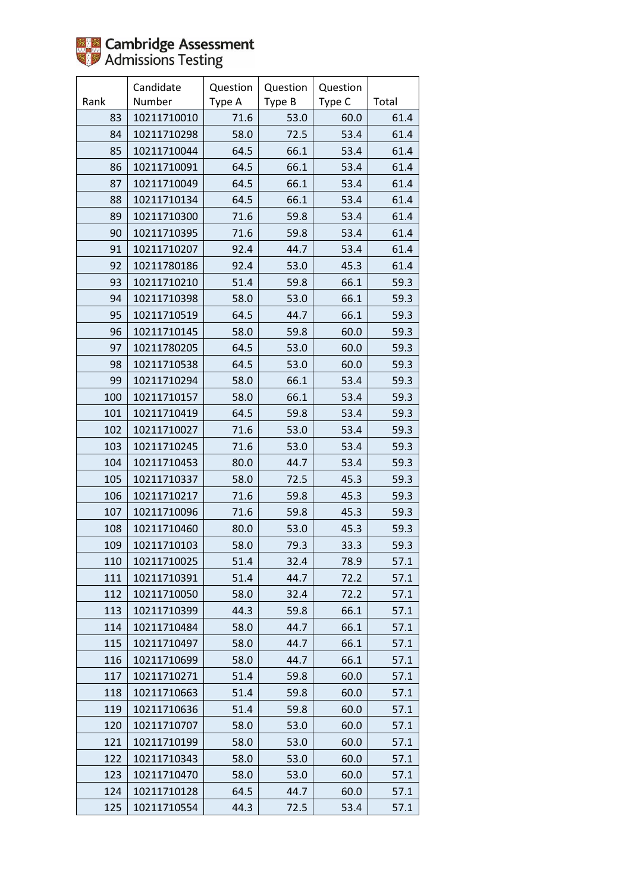| Rank | Candidate Number | Question Type A | Question Type B | Question Type C | Total |
|---|---|---|---|---|---|
| 83 | 10211710010 | 71.6 | 53.0 | 60.0 | 61.4 |
| 84 | 10211710298 | 58.0 | 72.5 | 53.4 | 61.4 |
| 85 | 10211710044 | 64.5 | 66.1 | 53.4 | 61.4 |
| 86 | 10211710091 | 64.5 | 66.1 | 53.4 | 61.4 |
| 87 | 10211710049 | 64.5 | 66.1 | 53.4 | 61.4 |
| 88 | 10211710134 | 64.5 | 66.1 | 53.4 | 61.4 |
| 89 | 10211710300 | 71.6 | 59.8 | 53.4 | 61.4 |
| 90 | 10211710395 | 71.6 | 59.8 | 53.4 | 61.4 |
| 91 | 10211710207 | 92.4 | 44.7 | 53.4 | 61.4 |
| 92 | 10211780186 | 92.4 | 53.0 | 45.3 | 61.4 |
| 93 | 10211710210 | 51.4 | 59.8 | 66.1 | 59.3 |
| 94 | 10211710398 | 58.0 | 53.0 | 66.1 | 59.3 |
| 95 | 10211710519 | 64.5 | 44.7 | 66.1 | 59.3 |
| 96 | 10211710145 | 58.0 | 59.8 | 60.0 | 59.3 |
| 97 | 10211780205 | 64.5 | 53.0 | 60.0 | 59.3 |
| 98 | 10211710538 | 64.5 | 53.0 | 60.0 | 59.3 |
| 99 | 10211710294 | 58.0 | 66.1 | 53.4 | 59.3 |
| 100 | 10211710157 | 58.0 | 66.1 | 53.4 | 59.3 |
| 101 | 10211710419 | 64.5 | 59.8 | 53.4 | 59.3 |
| 102 | 10211710027 | 71.6 | 53.0 | 53.4 | 59.3 |
| 103 | 10211710245 | 71.6 | 53.0 | 53.4 | 59.3 |
| 104 | 10211710453 | 80.0 | 44.7 | 53.4 | 59.3 |
| 105 | 10211710337 | 58.0 | 72.5 | 45.3 | 59.3 |
| 106 | 10211710217 | 71.6 | 59.8 | 45.3 | 59.3 |
| 107 | 10211710096 | 71.6 | 59.8 | 45.3 | 59.3 |
| 108 | 10211710460 | 80.0 | 53.0 | 45.3 | 59.3 |
| 109 | 10211710103 | 58.0 | 79.3 | 33.3 | 59.3 |
| 110 | 10211710025 | 51.4 | 32.4 | 78.9 | 57.1 |
| 111 | 10211710391 | 51.4 | 44.7 | 72.2 | 57.1 |
| 112 | 10211710050 | 58.0 | 32.4 | 72.2 | 57.1 |
| 113 | 10211710399 | 44.3 | 59.8 | 66.1 | 57.1 |
| 114 | 10211710484 | 58.0 | 44.7 | 66.1 | 57.1 |
| 115 | 10211710497 | 58.0 | 44.7 | 66.1 | 57.1 |
| 116 | 10211710699 | 58.0 | 44.7 | 66.1 | 57.1 |
| 117 | 10211710271 | 51.4 | 59.8 | 60.0 | 57.1 |
| 118 | 10211710663 | 51.4 | 59.8 | 60.0 | 57.1 |
| 119 | 10211710636 | 51.4 | 59.8 | 60.0 | 57.1 |
| 120 | 10211710707 | 58.0 | 53.0 | 60.0 | 57.1 |
| 121 | 10211710199 | 58.0 | 53.0 | 60.0 | 57.1 |
| 122 | 10211710343 | 58.0 | 53.0 | 60.0 | 57.1 |
| 123 | 10211710470 | 58.0 | 53.0 | 60.0 | 57.1 |
| 124 | 10211710128 | 64.5 | 44.7 | 60.0 | 57.1 |
| 125 | 10211710554 | 44.3 | 72.5 | 53.4 | 57.1 |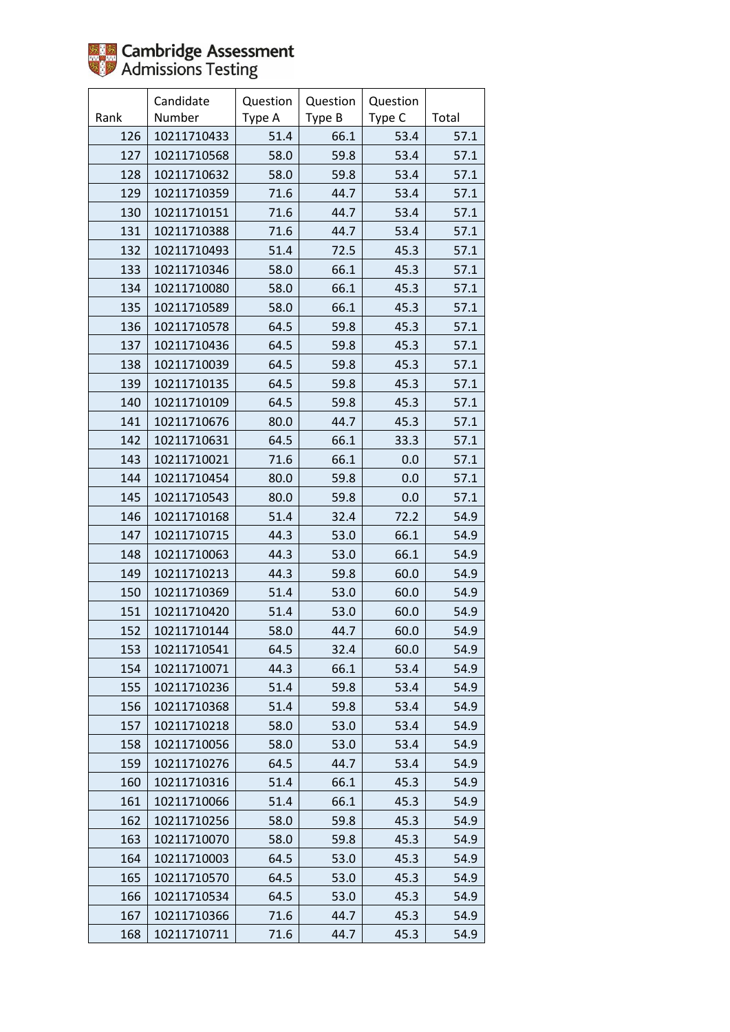| Rank | Candidate Number | Question Type A | Question Type B | Question Type C | Total |
|---|---|---|---|---|---|
| 126 | 10211710433 | 51.4 | 66.1 | 53.4 | 57.1 |
| 127 | 10211710568 | 58.0 | 59.8 | 53.4 | 57.1 |
| 128 | 10211710632 | 58.0 | 59.8 | 53.4 | 57.1 |
| 129 | 10211710359 | 71.6 | 44.7 | 53.4 | 57.1 |
| 130 | 10211710151 | 71.6 | 44.7 | 53.4 | 57.1 |
| 131 | 10211710388 | 71.6 | 44.7 | 53.4 | 57.1 |
| 132 | 10211710493 | 51.4 | 72.5 | 45.3 | 57.1 |
| 133 | 10211710346 | 58.0 | 66.1 | 45.3 | 57.1 |
| 134 | 10211710080 | 58.0 | 66.1 | 45.3 | 57.1 |
| 135 | 10211710589 | 58.0 | 66.1 | 45.3 | 57.1 |
| 136 | 10211710578 | 64.5 | 59.8 | 45.3 | 57.1 |
| 137 | 10211710436 | 64.5 | 59.8 | 45.3 | 57.1 |
| 138 | 10211710039 | 64.5 | 59.8 | 45.3 | 57.1 |
| 139 | 10211710135 | 64.5 | 59.8 | 45.3 | 57.1 |
| 140 | 10211710109 | 64.5 | 59.8 | 45.3 | 57.1 |
| 141 | 10211710676 | 80.0 | 44.7 | 45.3 | 57.1 |
| 142 | 10211710631 | 64.5 | 66.1 | 33.3 | 57.1 |
| 143 | 10211710021 | 71.6 | 66.1 | 0.0 | 57.1 |
| 144 | 10211710454 | 80.0 | 59.8 | 0.0 | 57.1 |
| 145 | 10211710543 | 80.0 | 59.8 | 0.0 | 57.1 |
| 146 | 10211710168 | 51.4 | 32.4 | 72.2 | 54.9 |
| 147 | 10211710715 | 44.3 | 53.0 | 66.1 | 54.9 |
| 148 | 10211710063 | 44.3 | 53.0 | 66.1 | 54.9 |
| 149 | 10211710213 | 44.3 | 59.8 | 60.0 | 54.9 |
| 150 | 10211710369 | 51.4 | 53.0 | 60.0 | 54.9 |
| 151 | 10211710420 | 51.4 | 53.0 | 60.0 | 54.9 |
| 152 | 10211710144 | 58.0 | 44.7 | 60.0 | 54.9 |
| 153 | 10211710541 | 64.5 | 32.4 | 60.0 | 54.9 |
| 154 | 10211710071 | 44.3 | 66.1 | 53.4 | 54.9 |
| 155 | 10211710236 | 51.4 | 59.8 | 53.4 | 54.9 |
| 156 | 10211710368 | 51.4 | 59.8 | 53.4 | 54.9 |
| 157 | 10211710218 | 58.0 | 53.0 | 53.4 | 54.9 |
| 158 | 10211710056 | 58.0 | 53.0 | 53.4 | 54.9 |
| 159 | 10211710276 | 64.5 | 44.7 | 53.4 | 54.9 |
| 160 | 10211710316 | 51.4 | 66.1 | 45.3 | 54.9 |
| 161 | 10211710066 | 51.4 | 66.1 | 45.3 | 54.9 |
| 162 | 10211710256 | 58.0 | 59.8 | 45.3 | 54.9 |
| 163 | 10211710070 | 58.0 | 59.8 | 45.3 | 54.9 |
| 164 | 10211710003 | 64.5 | 53.0 | 45.3 | 54.9 |
| 165 | 10211710570 | 64.5 | 53.0 | 45.3 | 54.9 |
| 166 | 10211710534 | 64.5 | 53.0 | 45.3 | 54.9 |
| 167 | 10211710366 | 71.6 | 44.7 | 45.3 | 54.9 |
| 168 | 10211710711 | 71.6 | 44.7 | 45.3 | 54.9 |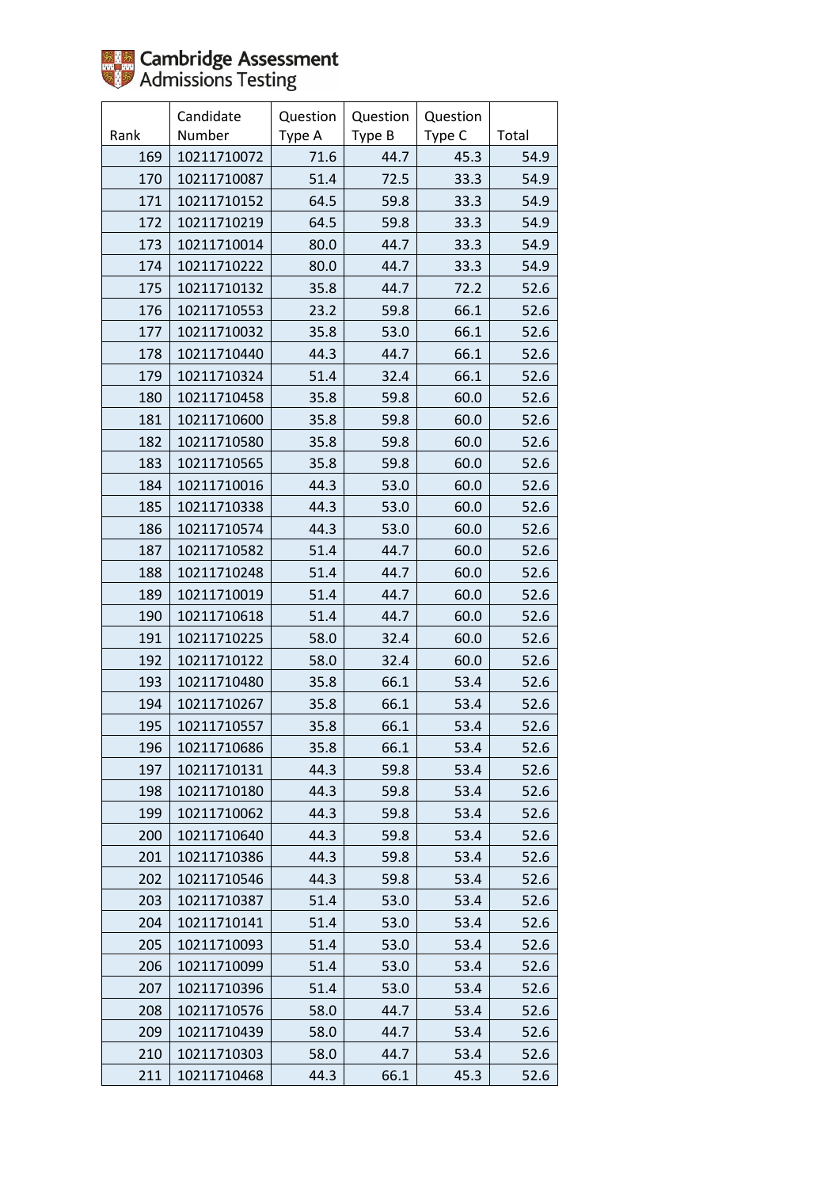Cambridge Assessment Admissions Testing

| Rank | Candidate Number | Question Type A | Question Type B | Question Type C | Total |
|---|---|---|---|---|---|
| 169 | 10211710072 | 71.6 | 44.7 | 45.3 | 54.9 |
| 170 | 10211710087 | 51.4 | 72.5 | 33.3 | 54.9 |
| 171 | 10211710152 | 64.5 | 59.8 | 33.3 | 54.9 |
| 172 | 10211710219 | 64.5 | 59.8 | 33.3 | 54.9 |
| 173 | 10211710014 | 80.0 | 44.7 | 33.3 | 54.9 |
| 174 | 10211710222 | 80.0 | 44.7 | 33.3 | 54.9 |
| 175 | 10211710132 | 35.8 | 44.7 | 72.2 | 52.6 |
| 176 | 10211710553 | 23.2 | 59.8 | 66.1 | 52.6 |
| 177 | 10211710032 | 35.8 | 53.0 | 66.1 | 52.6 |
| 178 | 10211710440 | 44.3 | 44.7 | 66.1 | 52.6 |
| 179 | 10211710324 | 51.4 | 32.4 | 66.1 | 52.6 |
| 180 | 10211710458 | 35.8 | 59.8 | 60.0 | 52.6 |
| 181 | 10211710600 | 35.8 | 59.8 | 60.0 | 52.6 |
| 182 | 10211710580 | 35.8 | 59.8 | 60.0 | 52.6 |
| 183 | 10211710565 | 35.8 | 59.8 | 60.0 | 52.6 |
| 184 | 10211710016 | 44.3 | 53.0 | 60.0 | 52.6 |
| 185 | 10211710338 | 44.3 | 53.0 | 60.0 | 52.6 |
| 186 | 10211710574 | 44.3 | 53.0 | 60.0 | 52.6 |
| 187 | 10211710582 | 51.4 | 44.7 | 60.0 | 52.6 |
| 188 | 10211710248 | 51.4 | 44.7 | 60.0 | 52.6 |
| 189 | 10211710019 | 51.4 | 44.7 | 60.0 | 52.6 |
| 190 | 10211710618 | 51.4 | 44.7 | 60.0 | 52.6 |
| 191 | 10211710225 | 58.0 | 32.4 | 60.0 | 52.6 |
| 192 | 10211710122 | 58.0 | 32.4 | 60.0 | 52.6 |
| 193 | 10211710480 | 35.8 | 66.1 | 53.4 | 52.6 |
| 194 | 10211710267 | 35.8 | 66.1 | 53.4 | 52.6 |
| 195 | 10211710557 | 35.8 | 66.1 | 53.4 | 52.6 |
| 196 | 10211710686 | 35.8 | 66.1 | 53.4 | 52.6 |
| 197 | 10211710131 | 44.3 | 59.8 | 53.4 | 52.6 |
| 198 | 10211710180 | 44.3 | 59.8 | 53.4 | 52.6 |
| 199 | 10211710062 | 44.3 | 59.8 | 53.4 | 52.6 |
| 200 | 10211710640 | 44.3 | 59.8 | 53.4 | 52.6 |
| 201 | 10211710386 | 44.3 | 59.8 | 53.4 | 52.6 |
| 202 | 10211710546 | 44.3 | 59.8 | 53.4 | 52.6 |
| 203 | 10211710387 | 51.4 | 53.0 | 53.4 | 52.6 |
| 204 | 10211710141 | 51.4 | 53.0 | 53.4 | 52.6 |
| 205 | 10211710093 | 51.4 | 53.0 | 53.4 | 52.6 |
| 206 | 10211710099 | 51.4 | 53.0 | 53.4 | 52.6 |
| 207 | 10211710396 | 51.4 | 53.0 | 53.4 | 52.6 |
| 208 | 10211710576 | 58.0 | 44.7 | 53.4 | 52.6 |
| 209 | 10211710439 | 58.0 | 44.7 | 53.4 | 52.6 |
| 210 | 10211710303 | 58.0 | 44.7 | 53.4 | 52.6 |
| 211 | 10211710468 | 44.3 | 66.1 | 45.3 | 52.6 |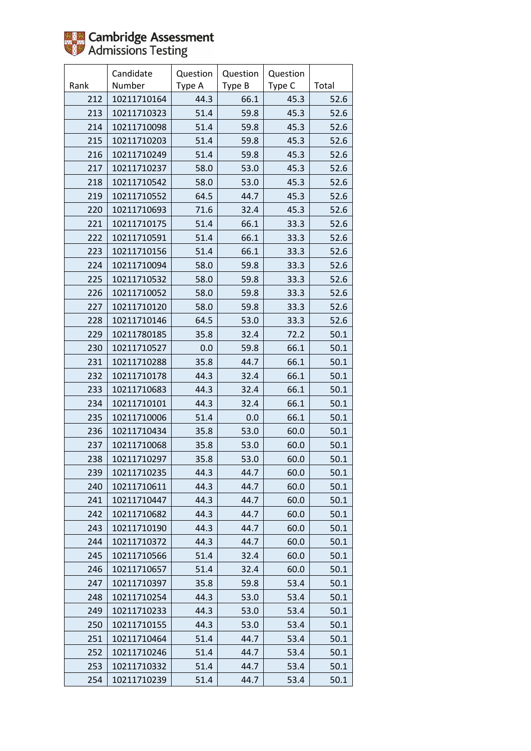Cambridge Assessment Admissions Testing

| Rank | Candidate Number | Question Type A | Question Type B | Question Type C | Total |
|---|---|---|---|---|---|
| 212 | 10211710164 | 44.3 | 66.1 | 45.3 | 52.6 |
| 213 | 10211710323 | 51.4 | 59.8 | 45.3 | 52.6 |
| 214 | 10211710098 | 51.4 | 59.8 | 45.3 | 52.6 |
| 215 | 10211710203 | 51.4 | 59.8 | 45.3 | 52.6 |
| 216 | 10211710249 | 51.4 | 59.8 | 45.3 | 52.6 |
| 217 | 10211710237 | 58.0 | 53.0 | 45.3 | 52.6 |
| 218 | 10211710542 | 58.0 | 53.0 | 45.3 | 52.6 |
| 219 | 10211710552 | 64.5 | 44.7 | 45.3 | 52.6 |
| 220 | 10211710693 | 71.6 | 32.4 | 45.3 | 52.6 |
| 221 | 10211710175 | 51.4 | 66.1 | 33.3 | 52.6 |
| 222 | 10211710591 | 51.4 | 66.1 | 33.3 | 52.6 |
| 223 | 10211710156 | 51.4 | 66.1 | 33.3 | 52.6 |
| 224 | 10211710094 | 58.0 | 59.8 | 33.3 | 52.6 |
| 225 | 10211710532 | 58.0 | 59.8 | 33.3 | 52.6 |
| 226 | 10211710052 | 58.0 | 59.8 | 33.3 | 52.6 |
| 227 | 10211710120 | 58.0 | 59.8 | 33.3 | 52.6 |
| 228 | 10211710146 | 64.5 | 53.0 | 33.3 | 52.6 |
| 229 | 10211780185 | 35.8 | 32.4 | 72.2 | 50.1 |
| 230 | 10211710527 | 0.0 | 59.8 | 66.1 | 50.1 |
| 231 | 10211710288 | 35.8 | 44.7 | 66.1 | 50.1 |
| 232 | 10211710178 | 44.3 | 32.4 | 66.1 | 50.1 |
| 233 | 10211710683 | 44.3 | 32.4 | 66.1 | 50.1 |
| 234 | 10211710101 | 44.3 | 32.4 | 66.1 | 50.1 |
| 235 | 10211710006 | 51.4 | 0.0 | 66.1 | 50.1 |
| 236 | 10211710434 | 35.8 | 53.0 | 60.0 | 50.1 |
| 237 | 10211710068 | 35.8 | 53.0 | 60.0 | 50.1 |
| 238 | 10211710297 | 35.8 | 53.0 | 60.0 | 50.1 |
| 239 | 10211710235 | 44.3 | 44.7 | 60.0 | 50.1 |
| 240 | 10211710611 | 44.3 | 44.7 | 60.0 | 50.1 |
| 241 | 10211710447 | 44.3 | 44.7 | 60.0 | 50.1 |
| 242 | 10211710682 | 44.3 | 44.7 | 60.0 | 50.1 |
| 243 | 10211710190 | 44.3 | 44.7 | 60.0 | 50.1 |
| 244 | 10211710372 | 44.3 | 44.7 | 60.0 | 50.1 |
| 245 | 10211710566 | 51.4 | 32.4 | 60.0 | 50.1 |
| 246 | 10211710657 | 51.4 | 32.4 | 60.0 | 50.1 |
| 247 | 10211710397 | 35.8 | 59.8 | 53.4 | 50.1 |
| 248 | 10211710254 | 44.3 | 53.0 | 53.4 | 50.1 |
| 249 | 10211710233 | 44.3 | 53.0 | 53.4 | 50.1 |
| 250 | 10211710155 | 44.3 | 53.0 | 53.4 | 50.1 |
| 251 | 10211710464 | 51.4 | 44.7 | 53.4 | 50.1 |
| 252 | 10211710246 | 51.4 | 44.7 | 53.4 | 50.1 |
| 253 | 10211710332 | 51.4 | 44.7 | 53.4 | 50.1 |
| 254 | 10211710239 | 51.4 | 44.7 | 53.4 | 50.1 |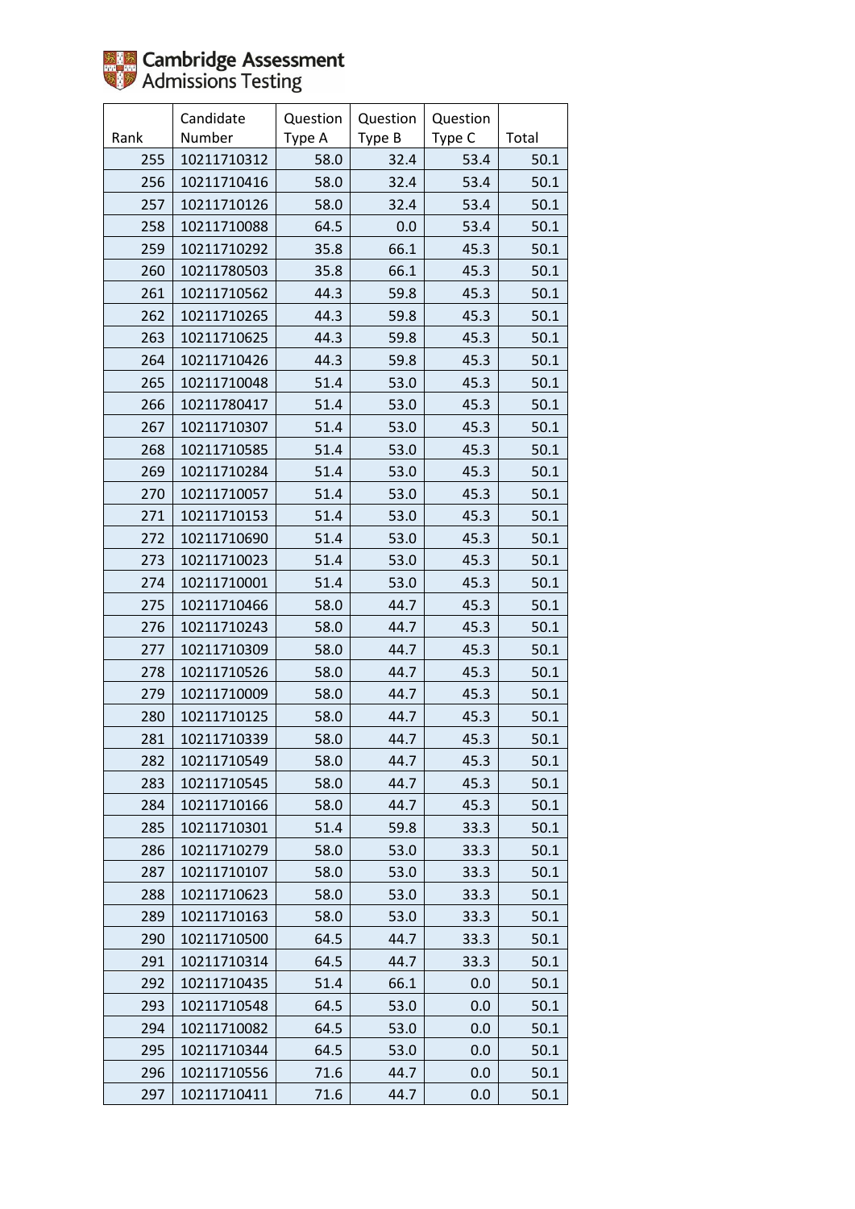Cambridge Assessment Admissions Testing

| Rank | Candidate Number | Question Type A | Question Type B | Question Type C | Total |
|---|---|---|---|---|---|
| 255 | 10211710312 | 58.0 | 32.4 | 53.4 | 50.1 |
| 256 | 10211710416 | 58.0 | 32.4 | 53.4 | 50.1 |
| 257 | 10211710126 | 58.0 | 32.4 | 53.4 | 50.1 |
| 258 | 10211710088 | 64.5 | 0.0 | 53.4 | 50.1 |
| 259 | 10211710292 | 35.8 | 66.1 | 45.3 | 50.1 |
| 260 | 10211780503 | 35.8 | 66.1 | 45.3 | 50.1 |
| 261 | 10211710562 | 44.3 | 59.8 | 45.3 | 50.1 |
| 262 | 10211710265 | 44.3 | 59.8 | 45.3 | 50.1 |
| 263 | 10211710625 | 44.3 | 59.8 | 45.3 | 50.1 |
| 264 | 10211710426 | 44.3 | 59.8 | 45.3 | 50.1 |
| 265 | 10211710048 | 51.4 | 53.0 | 45.3 | 50.1 |
| 266 | 10211780417 | 51.4 | 53.0 | 45.3 | 50.1 |
| 267 | 10211710307 | 51.4 | 53.0 | 45.3 | 50.1 |
| 268 | 10211710585 | 51.4 | 53.0 | 45.3 | 50.1 |
| 269 | 10211710284 | 51.4 | 53.0 | 45.3 | 50.1 |
| 270 | 10211710057 | 51.4 | 53.0 | 45.3 | 50.1 |
| 271 | 10211710153 | 51.4 | 53.0 | 45.3 | 50.1 |
| 272 | 10211710690 | 51.4 | 53.0 | 45.3 | 50.1 |
| 273 | 10211710023 | 51.4 | 53.0 | 45.3 | 50.1 |
| 274 | 10211710001 | 51.4 | 53.0 | 45.3 | 50.1 |
| 275 | 10211710466 | 58.0 | 44.7 | 45.3 | 50.1 |
| 276 | 10211710243 | 58.0 | 44.7 | 45.3 | 50.1 |
| 277 | 10211710309 | 58.0 | 44.7 | 45.3 | 50.1 |
| 278 | 10211710526 | 58.0 | 44.7 | 45.3 | 50.1 |
| 279 | 10211710009 | 58.0 | 44.7 | 45.3 | 50.1 |
| 280 | 10211710125 | 58.0 | 44.7 | 45.3 | 50.1 |
| 281 | 10211710339 | 58.0 | 44.7 | 45.3 | 50.1 |
| 282 | 10211710549 | 58.0 | 44.7 | 45.3 | 50.1 |
| 283 | 10211710545 | 58.0 | 44.7 | 45.3 | 50.1 |
| 284 | 10211710166 | 58.0 | 44.7 | 45.3 | 50.1 |
| 285 | 10211710301 | 51.4 | 59.8 | 33.3 | 50.1 |
| 286 | 10211710279 | 58.0 | 53.0 | 33.3 | 50.1 |
| 287 | 10211710107 | 58.0 | 53.0 | 33.3 | 50.1 |
| 288 | 10211710623 | 58.0 | 53.0 | 33.3 | 50.1 |
| 289 | 10211710163 | 58.0 | 53.0 | 33.3 | 50.1 |
| 290 | 10211710500 | 64.5 | 44.7 | 33.3 | 50.1 |
| 291 | 10211710314 | 64.5 | 44.7 | 33.3 | 50.1 |
| 292 | 10211710435 | 51.4 | 66.1 | 0.0 | 50.1 |
| 293 | 10211710548 | 64.5 | 53.0 | 0.0 | 50.1 |
| 294 | 10211710082 | 64.5 | 53.0 | 0.0 | 50.1 |
| 295 | 10211710344 | 64.5 | 53.0 | 0.0 | 50.1 |
| 296 | 10211710556 | 71.6 | 44.7 | 0.0 | 50.1 |
| 297 | 10211710411 | 71.6 | 44.7 | 0.0 | 50.1 |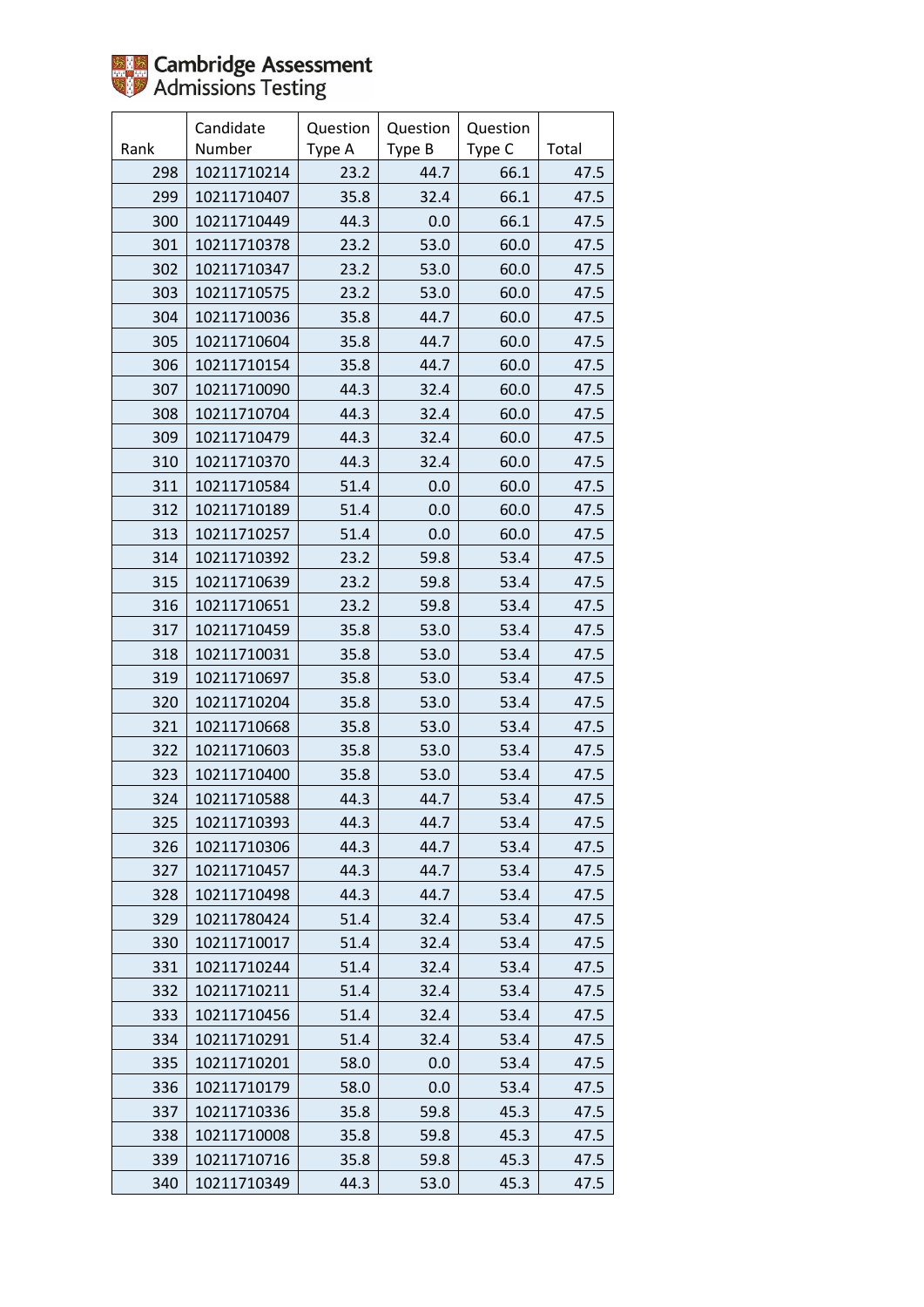Cambridge Assessment Admissions Testing

| Rank | Candidate Number | Question Type A | Question Type B | Question Type C | Total |
|---|---|---|---|---|---|
| 298 | 10211710214 | 23.2 | 44.7 | 66.1 | 47.5 |
| 299 | 10211710407 | 35.8 | 32.4 | 66.1 | 47.5 |
| 300 | 10211710449 | 44.3 | 0.0 | 66.1 | 47.5 |
| 301 | 10211710378 | 23.2 | 53.0 | 60.0 | 47.5 |
| 302 | 10211710347 | 23.2 | 53.0 | 60.0 | 47.5 |
| 303 | 10211710575 | 23.2 | 53.0 | 60.0 | 47.5 |
| 304 | 10211710036 | 35.8 | 44.7 | 60.0 | 47.5 |
| 305 | 10211710604 | 35.8 | 44.7 | 60.0 | 47.5 |
| 306 | 10211710154 | 35.8 | 44.7 | 60.0 | 47.5 |
| 307 | 10211710090 | 44.3 | 32.4 | 60.0 | 47.5 |
| 308 | 10211710704 | 44.3 | 32.4 | 60.0 | 47.5 |
| 309 | 10211710479 | 44.3 | 32.4 | 60.0 | 47.5 |
| 310 | 10211710370 | 44.3 | 32.4 | 60.0 | 47.5 |
| 311 | 10211710584 | 51.4 | 0.0 | 60.0 | 47.5 |
| 312 | 10211710189 | 51.4 | 0.0 | 60.0 | 47.5 |
| 313 | 10211710257 | 51.4 | 0.0 | 60.0 | 47.5 |
| 314 | 10211710392 | 23.2 | 59.8 | 53.4 | 47.5 |
| 315 | 10211710639 | 23.2 | 59.8 | 53.4 | 47.5 |
| 316 | 10211710651 | 23.2 | 59.8 | 53.4 | 47.5 |
| 317 | 10211710459 | 35.8 | 53.0 | 53.4 | 47.5 |
| 318 | 10211710031 | 35.8 | 53.0 | 53.4 | 47.5 |
| 319 | 10211710697 | 35.8 | 53.0 | 53.4 | 47.5 |
| 320 | 10211710204 | 35.8 | 53.0 | 53.4 | 47.5 |
| 321 | 10211710668 | 35.8 | 53.0 | 53.4 | 47.5 |
| 322 | 10211710603 | 35.8 | 53.0 | 53.4 | 47.5 |
| 323 | 10211710400 | 35.8 | 53.0 | 53.4 | 47.5 |
| 324 | 10211710588 | 44.3 | 44.7 | 53.4 | 47.5 |
| 325 | 10211710393 | 44.3 | 44.7 | 53.4 | 47.5 |
| 326 | 10211710306 | 44.3 | 44.7 | 53.4 | 47.5 |
| 327 | 10211710457 | 44.3 | 44.7 | 53.4 | 47.5 |
| 328 | 10211710498 | 44.3 | 44.7 | 53.4 | 47.5 |
| 329 | 10211780424 | 51.4 | 32.4 | 53.4 | 47.5 |
| 330 | 10211710017 | 51.4 | 32.4 | 53.4 | 47.5 |
| 331 | 10211710244 | 51.4 | 32.4 | 53.4 | 47.5 |
| 332 | 10211710211 | 51.4 | 32.4 | 53.4 | 47.5 |
| 333 | 10211710456 | 51.4 | 32.4 | 53.4 | 47.5 |
| 334 | 10211710291 | 51.4 | 32.4 | 53.4 | 47.5 |
| 335 | 10211710201 | 58.0 | 0.0 | 53.4 | 47.5 |
| 336 | 10211710179 | 58.0 | 0.0 | 53.4 | 47.5 |
| 337 | 10211710336 | 35.8 | 59.8 | 45.3 | 47.5 |
| 338 | 10211710008 | 35.8 | 59.8 | 45.3 | 47.5 |
| 339 | 10211710716 | 35.8 | 59.8 | 45.3 | 47.5 |
| 340 | 10211710349 | 44.3 | 53.0 | 45.3 | 47.5 |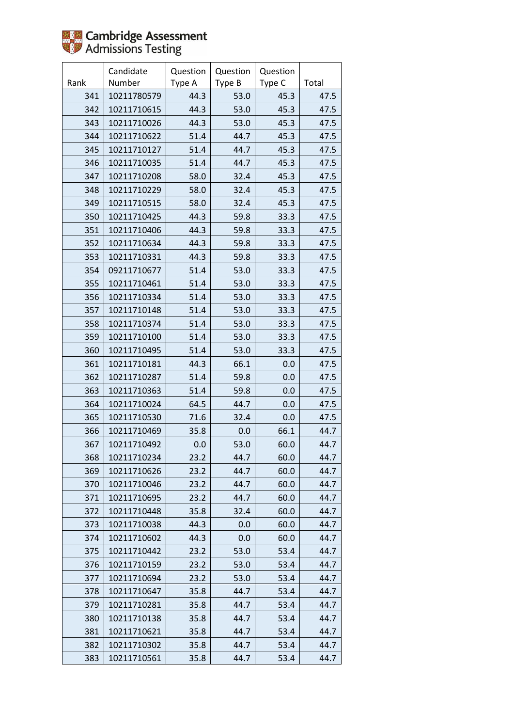| Rank | Candidate Number | Question Type A | Question Type B | Question Type C | Total |
|---|---|---|---|---|---|
| 341 | 10211780579 | 44.3 | 53.0 | 45.3 | 47.5 |
| 342 | 10211710615 | 44.3 | 53.0 | 45.3 | 47.5 |
| 343 | 10211710026 | 44.3 | 53.0 | 45.3 | 47.5 |
| 344 | 10211710622 | 51.4 | 44.7 | 45.3 | 47.5 |
| 345 | 10211710127 | 51.4 | 44.7 | 45.3 | 47.5 |
| 346 | 10211710035 | 51.4 | 44.7 | 45.3 | 47.5 |
| 347 | 10211710208 | 58.0 | 32.4 | 45.3 | 47.5 |
| 348 | 10211710229 | 58.0 | 32.4 | 45.3 | 47.5 |
| 349 | 10211710515 | 58.0 | 32.4 | 45.3 | 47.5 |
| 350 | 10211710425 | 44.3 | 59.8 | 33.3 | 47.5 |
| 351 | 10211710406 | 44.3 | 59.8 | 33.3 | 47.5 |
| 352 | 10211710634 | 44.3 | 59.8 | 33.3 | 47.5 |
| 353 | 10211710331 | 44.3 | 59.8 | 33.3 | 47.5 |
| 354 | 09211710677 | 51.4 | 53.0 | 33.3 | 47.5 |
| 355 | 10211710461 | 51.4 | 53.0 | 33.3 | 47.5 |
| 356 | 10211710334 | 51.4 | 53.0 | 33.3 | 47.5 |
| 357 | 10211710148 | 51.4 | 53.0 | 33.3 | 47.5 |
| 358 | 10211710374 | 51.4 | 53.0 | 33.3 | 47.5 |
| 359 | 10211710100 | 51.4 | 53.0 | 33.3 | 47.5 |
| 360 | 10211710495 | 51.4 | 53.0 | 33.3 | 47.5 |
| 361 | 10211710181 | 44.3 | 66.1 | 0.0 | 47.5 |
| 362 | 10211710287 | 51.4 | 59.8 | 0.0 | 47.5 |
| 363 | 10211710363 | 51.4 | 59.8 | 0.0 | 47.5 |
| 364 | 10211710024 | 64.5 | 44.7 | 0.0 | 47.5 |
| 365 | 10211710530 | 71.6 | 32.4 | 0.0 | 47.5 |
| 366 | 10211710469 | 35.8 | 0.0 | 66.1 | 44.7 |
| 367 | 10211710492 | 0.0 | 53.0 | 60.0 | 44.7 |
| 368 | 10211710234 | 23.2 | 44.7 | 60.0 | 44.7 |
| 369 | 10211710626 | 23.2 | 44.7 | 60.0 | 44.7 |
| 370 | 10211710046 | 23.2 | 44.7 | 60.0 | 44.7 |
| 371 | 10211710695 | 23.2 | 44.7 | 60.0 | 44.7 |
| 372 | 10211710448 | 35.8 | 32.4 | 60.0 | 44.7 |
| 373 | 10211710038 | 44.3 | 0.0 | 60.0 | 44.7 |
| 374 | 10211710602 | 44.3 | 0.0 | 60.0 | 44.7 |
| 375 | 10211710442 | 23.2 | 53.0 | 53.4 | 44.7 |
| 376 | 10211710159 | 23.2 | 53.0 | 53.4 | 44.7 |
| 377 | 10211710694 | 23.2 | 53.0 | 53.4 | 44.7 |
| 378 | 10211710647 | 35.8 | 44.7 | 53.4 | 44.7 |
| 379 | 10211710281 | 35.8 | 44.7 | 53.4 | 44.7 |
| 380 | 10211710138 | 35.8 | 44.7 | 53.4 | 44.7 |
| 381 | 10211710621 | 35.8 | 44.7 | 53.4 | 44.7 |
| 382 | 10211710302 | 35.8 | 44.7 | 53.4 | 44.7 |
| 383 | 10211710561 | 35.8 | 44.7 | 53.4 | 44.7 |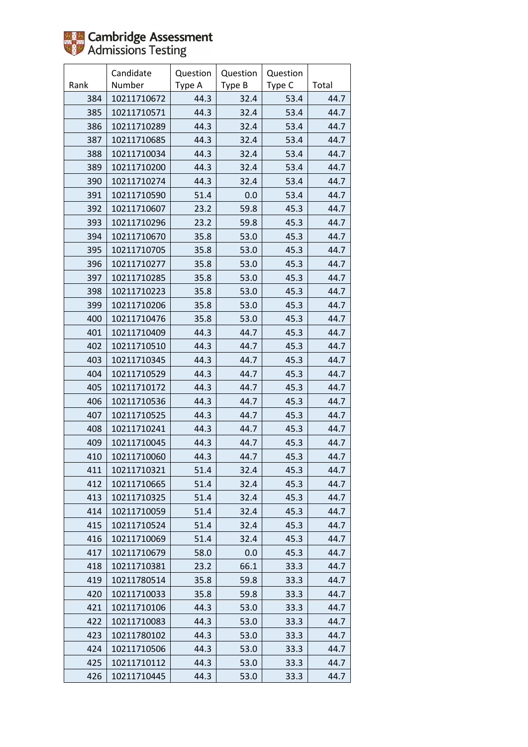| Rank | Candidate Number | Question Type A | Question Type B | Question Type C | Total |
|---|---|---|---|---|---|
| 384 | 10211710672 | 44.3 | 32.4 | 53.4 | 44.7 |
| 385 | 10211710571 | 44.3 | 32.4 | 53.4 | 44.7 |
| 386 | 10211710289 | 44.3 | 32.4 | 53.4 | 44.7 |
| 387 | 10211710685 | 44.3 | 32.4 | 53.4 | 44.7 |
| 388 | 10211710034 | 44.3 | 32.4 | 53.4 | 44.7 |
| 389 | 10211710200 | 44.3 | 32.4 | 53.4 | 44.7 |
| 390 | 10211710274 | 44.3 | 32.4 | 53.4 | 44.7 |
| 391 | 10211710590 | 51.4 | 0.0 | 53.4 | 44.7 |
| 392 | 10211710607 | 23.2 | 59.8 | 45.3 | 44.7 |
| 393 | 10211710296 | 23.2 | 59.8 | 45.3 | 44.7 |
| 394 | 10211710670 | 35.8 | 53.0 | 45.3 | 44.7 |
| 395 | 10211710705 | 35.8 | 53.0 | 45.3 | 44.7 |
| 396 | 10211710277 | 35.8 | 53.0 | 45.3 | 44.7 |
| 397 | 10211710285 | 35.8 | 53.0 | 45.3 | 44.7 |
| 398 | 10211710223 | 35.8 | 53.0 | 45.3 | 44.7 |
| 399 | 10211710206 | 35.8 | 53.0 | 45.3 | 44.7 |
| 400 | 10211710476 | 35.8 | 53.0 | 45.3 | 44.7 |
| 401 | 10211710409 | 44.3 | 44.7 | 45.3 | 44.7 |
| 402 | 10211710510 | 44.3 | 44.7 | 45.3 | 44.7 |
| 403 | 10211710345 | 44.3 | 44.7 | 45.3 | 44.7 |
| 404 | 10211710529 | 44.3 | 44.7 | 45.3 | 44.7 |
| 405 | 10211710172 | 44.3 | 44.7 | 45.3 | 44.7 |
| 406 | 10211710536 | 44.3 | 44.7 | 45.3 | 44.7 |
| 407 | 10211710525 | 44.3 | 44.7 | 45.3 | 44.7 |
| 408 | 10211710241 | 44.3 | 44.7 | 45.3 | 44.7 |
| 409 | 10211710045 | 44.3 | 44.7 | 45.3 | 44.7 |
| 410 | 10211710060 | 44.3 | 44.7 | 45.3 | 44.7 |
| 411 | 10211710321 | 51.4 | 32.4 | 45.3 | 44.7 |
| 412 | 10211710665 | 51.4 | 32.4 | 45.3 | 44.7 |
| 413 | 10211710325 | 51.4 | 32.4 | 45.3 | 44.7 |
| 414 | 10211710059 | 51.4 | 32.4 | 45.3 | 44.7 |
| 415 | 10211710524 | 51.4 | 32.4 | 45.3 | 44.7 |
| 416 | 10211710069 | 51.4 | 32.4 | 45.3 | 44.7 |
| 417 | 10211710679 | 58.0 | 0.0 | 45.3 | 44.7 |
| 418 | 10211710381 | 23.2 | 66.1 | 33.3 | 44.7 |
| 419 | 10211780514 | 35.8 | 59.8 | 33.3 | 44.7 |
| 420 | 10211710033 | 35.8 | 59.8 | 33.3 | 44.7 |
| 421 | 10211710106 | 44.3 | 53.0 | 33.3 | 44.7 |
| 422 | 10211710083 | 44.3 | 53.0 | 33.3 | 44.7 |
| 423 | 10211780102 | 44.3 | 53.0 | 33.3 | 44.7 |
| 424 | 10211710506 | 44.3 | 53.0 | 33.3 | 44.7 |
| 425 | 10211710112 | 44.3 | 53.0 | 33.3 | 44.7 |
| 426 | 10211710445 | 44.3 | 53.0 | 33.3 | 44.7 |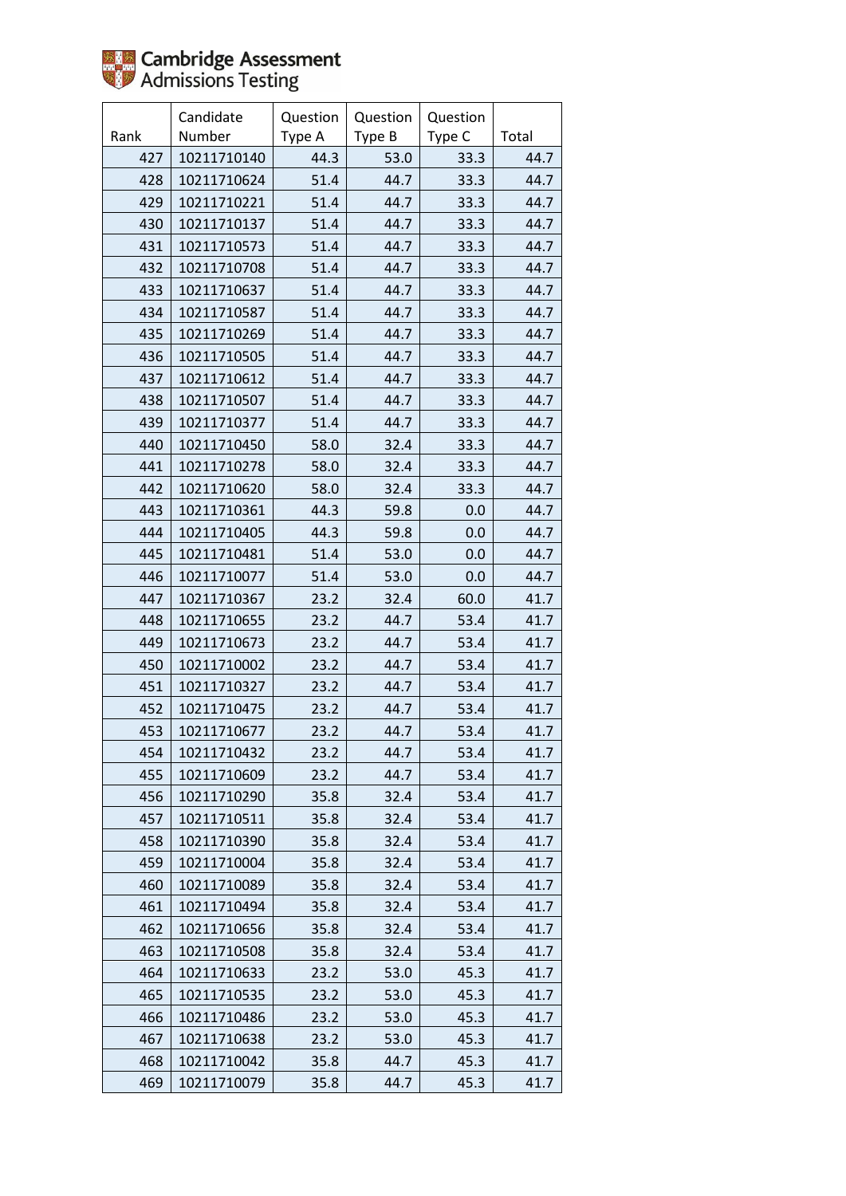Cambridge Assessment Admissions Testing

| Rank | Candidate Number | Question Type A | Question Type B | Question Type C | Total |
|---|---|---|---|---|---|
| 427 | 10211710140 | 44.3 | 53.0 | 33.3 | 44.7 |
| 428 | 10211710624 | 51.4 | 44.7 | 33.3 | 44.7 |
| 429 | 10211710221 | 51.4 | 44.7 | 33.3 | 44.7 |
| 430 | 10211710137 | 51.4 | 44.7 | 33.3 | 44.7 |
| 431 | 10211710573 | 51.4 | 44.7 | 33.3 | 44.7 |
| 432 | 10211710708 | 51.4 | 44.7 | 33.3 | 44.7 |
| 433 | 10211710637 | 51.4 | 44.7 | 33.3 | 44.7 |
| 434 | 10211710587 | 51.4 | 44.7 | 33.3 | 44.7 |
| 435 | 10211710269 | 51.4 | 44.7 | 33.3 | 44.7 |
| 436 | 10211710505 | 51.4 | 44.7 | 33.3 | 44.7 |
| 437 | 10211710612 | 51.4 | 44.7 | 33.3 | 44.7 |
| 438 | 10211710507 | 51.4 | 44.7 | 33.3 | 44.7 |
| 439 | 10211710377 | 51.4 | 44.7 | 33.3 | 44.7 |
| 440 | 10211710450 | 58.0 | 32.4 | 33.3 | 44.7 |
| 441 | 10211710278 | 58.0 | 32.4 | 33.3 | 44.7 |
| 442 | 10211710620 | 58.0 | 32.4 | 33.3 | 44.7 |
| 443 | 10211710361 | 44.3 | 59.8 | 0.0 | 44.7 |
| 444 | 10211710405 | 44.3 | 59.8 | 0.0 | 44.7 |
| 445 | 10211710481 | 51.4 | 53.0 | 0.0 | 44.7 |
| 446 | 10211710077 | 51.4 | 53.0 | 0.0 | 44.7 |
| 447 | 10211710367 | 23.2 | 32.4 | 60.0 | 41.7 |
| 448 | 10211710655 | 23.2 | 44.7 | 53.4 | 41.7 |
| 449 | 10211710673 | 23.2 | 44.7 | 53.4 | 41.7 |
| 450 | 10211710002 | 23.2 | 44.7 | 53.4 | 41.7 |
| 451 | 10211710327 | 23.2 | 44.7 | 53.4 | 41.7 |
| 452 | 10211710475 | 23.2 | 44.7 | 53.4 | 41.7 |
| 453 | 10211710677 | 23.2 | 44.7 | 53.4 | 41.7 |
| 454 | 10211710432 | 23.2 | 44.7 | 53.4 | 41.7 |
| 455 | 10211710609 | 23.2 | 44.7 | 53.4 | 41.7 |
| 456 | 10211710290 | 35.8 | 32.4 | 53.4 | 41.7 |
| 457 | 10211710511 | 35.8 | 32.4 | 53.4 | 41.7 |
| 458 | 10211710390 | 35.8 | 32.4 | 53.4 | 41.7 |
| 459 | 10211710004 | 35.8 | 32.4 | 53.4 | 41.7 |
| 460 | 10211710089 | 35.8 | 32.4 | 53.4 | 41.7 |
| 461 | 10211710494 | 35.8 | 32.4 | 53.4 | 41.7 |
| 462 | 10211710656 | 35.8 | 32.4 | 53.4 | 41.7 |
| 463 | 10211710508 | 35.8 | 32.4 | 53.4 | 41.7 |
| 464 | 10211710633 | 23.2 | 53.0 | 45.3 | 41.7 |
| 465 | 10211710535 | 23.2 | 53.0 | 45.3 | 41.7 |
| 466 | 10211710486 | 23.2 | 53.0 | 45.3 | 41.7 |
| 467 | 10211710638 | 23.2 | 53.0 | 45.3 | 41.7 |
| 468 | 10211710042 | 35.8 | 44.7 | 45.3 | 41.7 |
| 469 | 10211710079 | 35.8 | 44.7 | 45.3 | 41.7 |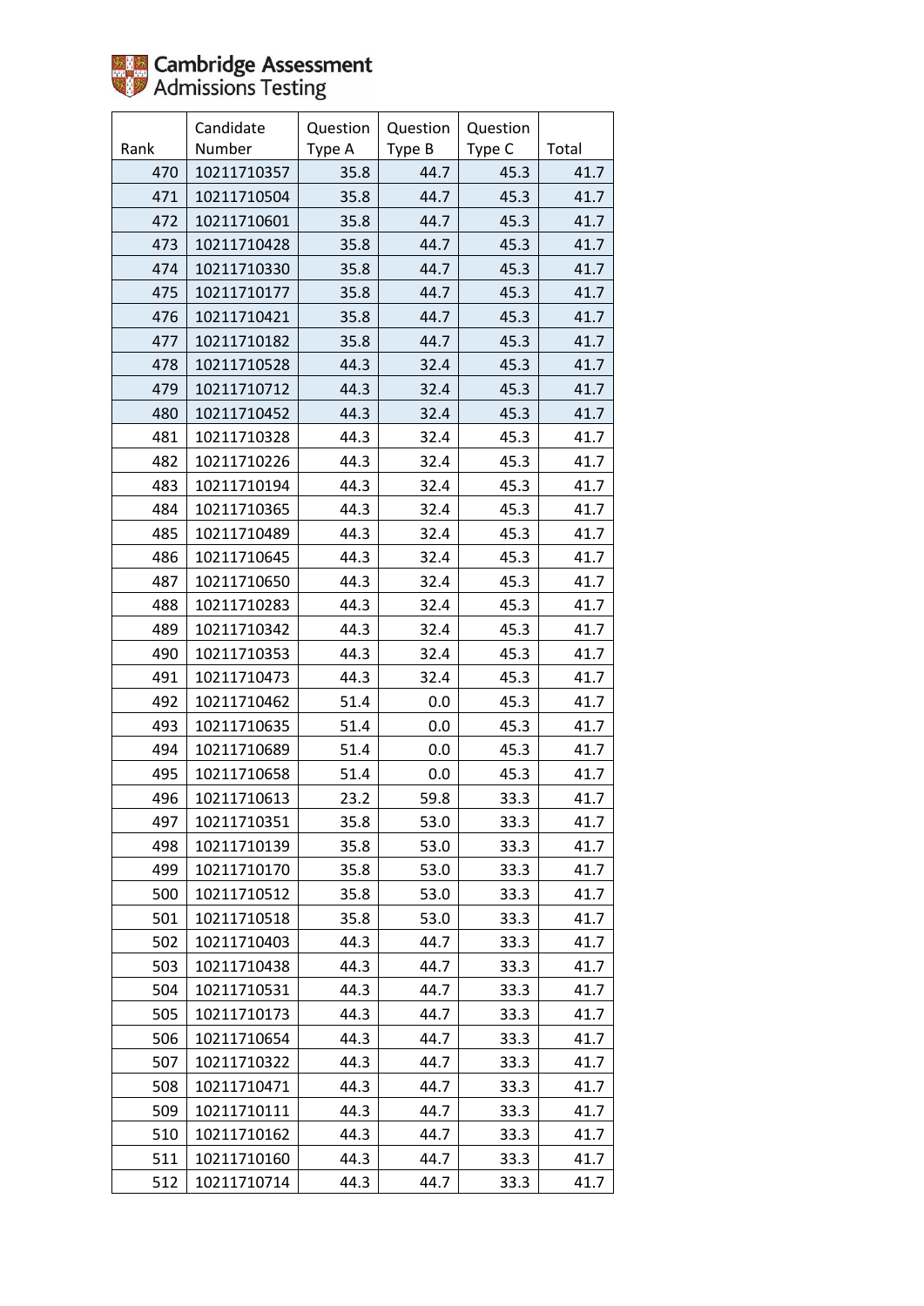Cambridge Assessment Admissions Testing

| Rank | Candidate Number | Question Type A | Question Type B | Question Type C | Total |
|---|---|---|---|---|---|
| 470 | 10211710357 | 35.8 | 44.7 | 45.3 | 41.7 |
| 471 | 10211710504 | 35.8 | 44.7 | 45.3 | 41.7 |
| 472 | 10211710601 | 35.8 | 44.7 | 45.3 | 41.7 |
| 473 | 10211710428 | 35.8 | 44.7 | 45.3 | 41.7 |
| 474 | 10211710330 | 35.8 | 44.7 | 45.3 | 41.7 |
| 475 | 10211710177 | 35.8 | 44.7 | 45.3 | 41.7 |
| 476 | 10211710421 | 35.8 | 44.7 | 45.3 | 41.7 |
| 477 | 10211710182 | 35.8 | 44.7 | 45.3 | 41.7 |
| 478 | 10211710528 | 44.3 | 32.4 | 45.3 | 41.7 |
| 479 | 10211710712 | 44.3 | 32.4 | 45.3 | 41.7 |
| 480 | 10211710452 | 44.3 | 32.4 | 45.3 | 41.7 |
| 481 | 10211710328 | 44.3 | 32.4 | 45.3 | 41.7 |
| 482 | 10211710226 | 44.3 | 32.4 | 45.3 | 41.7 |
| 483 | 10211710194 | 44.3 | 32.4 | 45.3 | 41.7 |
| 484 | 10211710365 | 44.3 | 32.4 | 45.3 | 41.7 |
| 485 | 10211710489 | 44.3 | 32.4 | 45.3 | 41.7 |
| 486 | 10211710645 | 44.3 | 32.4 | 45.3 | 41.7 |
| 487 | 10211710650 | 44.3 | 32.4 | 45.3 | 41.7 |
| 488 | 10211710283 | 44.3 | 32.4 | 45.3 | 41.7 |
| 489 | 10211710342 | 44.3 | 32.4 | 45.3 | 41.7 |
| 490 | 10211710353 | 44.3 | 32.4 | 45.3 | 41.7 |
| 491 | 10211710473 | 44.3 | 32.4 | 45.3 | 41.7 |
| 492 | 10211710462 | 51.4 | 0.0 | 45.3 | 41.7 |
| 493 | 10211710635 | 51.4 | 0.0 | 45.3 | 41.7 |
| 494 | 10211710689 | 51.4 | 0.0 | 45.3 | 41.7 |
| 495 | 10211710658 | 51.4 | 0.0 | 45.3 | 41.7 |
| 496 | 10211710613 | 23.2 | 59.8 | 33.3 | 41.7 |
| 497 | 10211710351 | 35.8 | 53.0 | 33.3 | 41.7 |
| 498 | 10211710139 | 35.8 | 53.0 | 33.3 | 41.7 |
| 499 | 10211710170 | 35.8 | 53.0 | 33.3 | 41.7 |
| 500 | 10211710512 | 35.8 | 53.0 | 33.3 | 41.7 |
| 501 | 10211710518 | 35.8 | 53.0 | 33.3 | 41.7 |
| 502 | 10211710403 | 44.3 | 44.7 | 33.3 | 41.7 |
| 503 | 10211710438 | 44.3 | 44.7 | 33.3 | 41.7 |
| 504 | 10211710531 | 44.3 | 44.7 | 33.3 | 41.7 |
| 505 | 10211710173 | 44.3 | 44.7 | 33.3 | 41.7 |
| 506 | 10211710654 | 44.3 | 44.7 | 33.3 | 41.7 |
| 507 | 10211710322 | 44.3 | 44.7 | 33.3 | 41.7 |
| 508 | 10211710471 | 44.3 | 44.7 | 33.3 | 41.7 |
| 509 | 10211710111 | 44.3 | 44.7 | 33.3 | 41.7 |
| 510 | 10211710162 | 44.3 | 44.7 | 33.3 | 41.7 |
| 511 | 10211710160 | 44.3 | 44.7 | 33.3 | 41.7 |
| 512 | 10211710714 | 44.3 | 44.7 | 33.3 | 41.7 |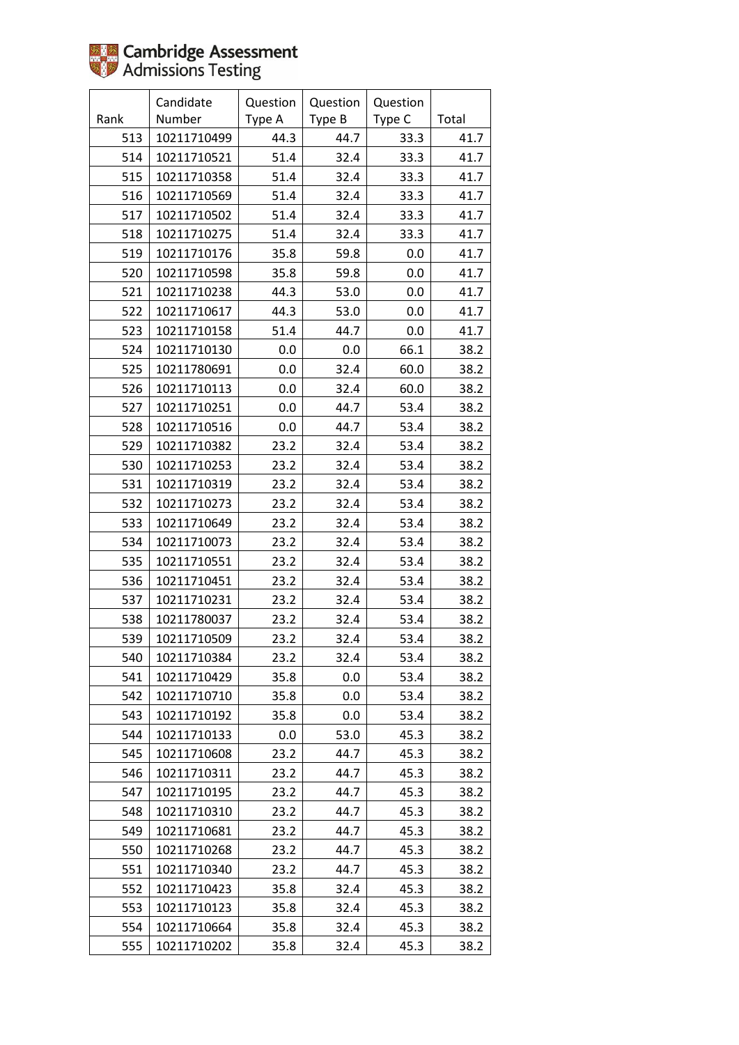Cambridge Assessment Admissions Testing

| Rank | Candidate Number | Question Type A | Question Type B | Question Type C | Total |
|---|---|---|---|---|---|
| 513 | 10211710499 | 44.3 | 44.7 | 33.3 | 41.7 |
| 514 | 10211710521 | 51.4 | 32.4 | 33.3 | 41.7 |
| 515 | 10211710358 | 51.4 | 32.4 | 33.3 | 41.7 |
| 516 | 10211710569 | 51.4 | 32.4 | 33.3 | 41.7 |
| 517 | 10211710502 | 51.4 | 32.4 | 33.3 | 41.7 |
| 518 | 10211710275 | 51.4 | 32.4 | 33.3 | 41.7 |
| 519 | 10211710176 | 35.8 | 59.8 | 0.0 | 41.7 |
| 520 | 10211710598 | 35.8 | 59.8 | 0.0 | 41.7 |
| 521 | 10211710238 | 44.3 | 53.0 | 0.0 | 41.7 |
| 522 | 10211710617 | 44.3 | 53.0 | 0.0 | 41.7 |
| 523 | 10211710158 | 51.4 | 44.7 | 0.0 | 41.7 |
| 524 | 10211710130 | 0.0 | 0.0 | 66.1 | 38.2 |
| 525 | 10211780691 | 0.0 | 32.4 | 60.0 | 38.2 |
| 526 | 10211710113 | 0.0 | 32.4 | 60.0 | 38.2 |
| 527 | 10211710251 | 0.0 | 44.7 | 53.4 | 38.2 |
| 528 | 10211710516 | 0.0 | 44.7 | 53.4 | 38.2 |
| 529 | 10211710382 | 23.2 | 32.4 | 53.4 | 38.2 |
| 530 | 10211710253 | 23.2 | 32.4 | 53.4 | 38.2 |
| 531 | 10211710319 | 23.2 | 32.4 | 53.4 | 38.2 |
| 532 | 10211710273 | 23.2 | 32.4 | 53.4 | 38.2 |
| 533 | 10211710649 | 23.2 | 32.4 | 53.4 | 38.2 |
| 534 | 10211710073 | 23.2 | 32.4 | 53.4 | 38.2 |
| 535 | 10211710551 | 23.2 | 32.4 | 53.4 | 38.2 |
| 536 | 10211710451 | 23.2 | 32.4 | 53.4 | 38.2 |
| 537 | 10211710231 | 23.2 | 32.4 | 53.4 | 38.2 |
| 538 | 10211780037 | 23.2 | 32.4 | 53.4 | 38.2 |
| 539 | 10211710509 | 23.2 | 32.4 | 53.4 | 38.2 |
| 540 | 10211710384 | 23.2 | 32.4 | 53.4 | 38.2 |
| 541 | 10211710429 | 35.8 | 0.0 | 53.4 | 38.2 |
| 542 | 10211710710 | 35.8 | 0.0 | 53.4 | 38.2 |
| 543 | 10211710192 | 35.8 | 0.0 | 53.4 | 38.2 |
| 544 | 10211710133 | 0.0 | 53.0 | 45.3 | 38.2 |
| 545 | 10211710608 | 23.2 | 44.7 | 45.3 | 38.2 |
| 546 | 10211710311 | 23.2 | 44.7 | 45.3 | 38.2 |
| 547 | 10211710195 | 23.2 | 44.7 | 45.3 | 38.2 |
| 548 | 10211710310 | 23.2 | 44.7 | 45.3 | 38.2 |
| 549 | 10211710681 | 23.2 | 44.7 | 45.3 | 38.2 |
| 550 | 10211710268 | 23.2 | 44.7 | 45.3 | 38.2 |
| 551 | 10211710340 | 23.2 | 44.7 | 45.3 | 38.2 |
| 552 | 10211710423 | 35.8 | 32.4 | 45.3 | 38.2 |
| 553 | 10211710123 | 35.8 | 32.4 | 45.3 | 38.2 |
| 554 | 10211710664 | 35.8 | 32.4 | 45.3 | 38.2 |
| 555 | 10211710202 | 35.8 | 32.4 | 45.3 | 38.2 |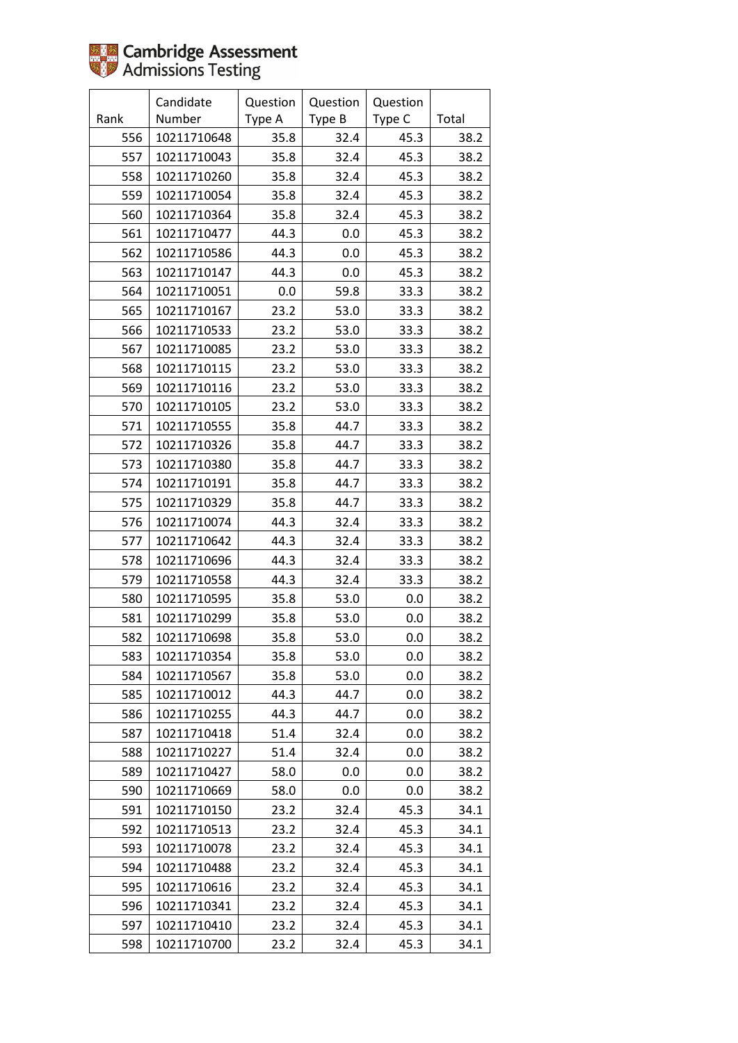Cambridge Assessment
Admissions Testing

| Rank | Candidate Number | Question Type A | Question Type B | Question Type C | Total |
|---|---|---|---|---|---|
| 556 | 10211710648 | 35.8 | 32.4 | 45.3 | 38.2 |
| 557 | 10211710043 | 35.8 | 32.4 | 45.3 | 38.2 |
| 558 | 10211710260 | 35.8 | 32.4 | 45.3 | 38.2 |
| 559 | 10211710054 | 35.8 | 32.4 | 45.3 | 38.2 |
| 560 | 10211710364 | 35.8 | 32.4 | 45.3 | 38.2 |
| 561 | 10211710477 | 44.3 | 0.0 | 45.3 | 38.2 |
| 562 | 10211710586 | 44.3 | 0.0 | 45.3 | 38.2 |
| 563 | 10211710147 | 44.3 | 0.0 | 45.3 | 38.2 |
| 564 | 10211710051 | 0.0 | 59.8 | 33.3 | 38.2 |
| 565 | 10211710167 | 23.2 | 53.0 | 33.3 | 38.2 |
| 566 | 10211710533 | 23.2 | 53.0 | 33.3 | 38.2 |
| 567 | 10211710085 | 23.2 | 53.0 | 33.3 | 38.2 |
| 568 | 10211710115 | 23.2 | 53.0 | 33.3 | 38.2 |
| 569 | 10211710116 | 23.2 | 53.0 | 33.3 | 38.2 |
| 570 | 10211710105 | 23.2 | 53.0 | 33.3 | 38.2 |
| 571 | 10211710555 | 35.8 | 44.7 | 33.3 | 38.2 |
| 572 | 10211710326 | 35.8 | 44.7 | 33.3 | 38.2 |
| 573 | 10211710380 | 35.8 | 44.7 | 33.3 | 38.2 |
| 574 | 10211710191 | 35.8 | 44.7 | 33.3 | 38.2 |
| 575 | 10211710329 | 35.8 | 44.7 | 33.3 | 38.2 |
| 576 | 10211710074 | 44.3 | 32.4 | 33.3 | 38.2 |
| 577 | 10211710642 | 44.3 | 32.4 | 33.3 | 38.2 |
| 578 | 10211710696 | 44.3 | 32.4 | 33.3 | 38.2 |
| 579 | 10211710558 | 44.3 | 32.4 | 33.3 | 38.2 |
| 580 | 10211710595 | 35.8 | 53.0 | 0.0 | 38.2 |
| 581 | 10211710299 | 35.8 | 53.0 | 0.0 | 38.2 |
| 582 | 10211710698 | 35.8 | 53.0 | 0.0 | 38.2 |
| 583 | 10211710354 | 35.8 | 53.0 | 0.0 | 38.2 |
| 584 | 10211710567 | 35.8 | 53.0 | 0.0 | 38.2 |
| 585 | 10211710012 | 44.3 | 44.7 | 0.0 | 38.2 |
| 586 | 10211710255 | 44.3 | 44.7 | 0.0 | 38.2 |
| 587 | 10211710418 | 51.4 | 32.4 | 0.0 | 38.2 |
| 588 | 10211710227 | 51.4 | 32.4 | 0.0 | 38.2 |
| 589 | 10211710427 | 58.0 | 0.0 | 0.0 | 38.2 |
| 590 | 10211710669 | 58.0 | 0.0 | 0.0 | 38.2 |
| 591 | 10211710150 | 23.2 | 32.4 | 45.3 | 34.1 |
| 592 | 10211710513 | 23.2 | 32.4 | 45.3 | 34.1 |
| 593 | 10211710078 | 23.2 | 32.4 | 45.3 | 34.1 |
| 594 | 10211710488 | 23.2 | 32.4 | 45.3 | 34.1 |
| 595 | 10211710616 | 23.2 | 32.4 | 45.3 | 34.1 |
| 596 | 10211710341 | 23.2 | 32.4 | 45.3 | 34.1 |
| 597 | 10211710410 | 23.2 | 32.4 | 45.3 | 34.1 |
| 598 | 10211710700 | 23.2 | 32.4 | 45.3 | 34.1 |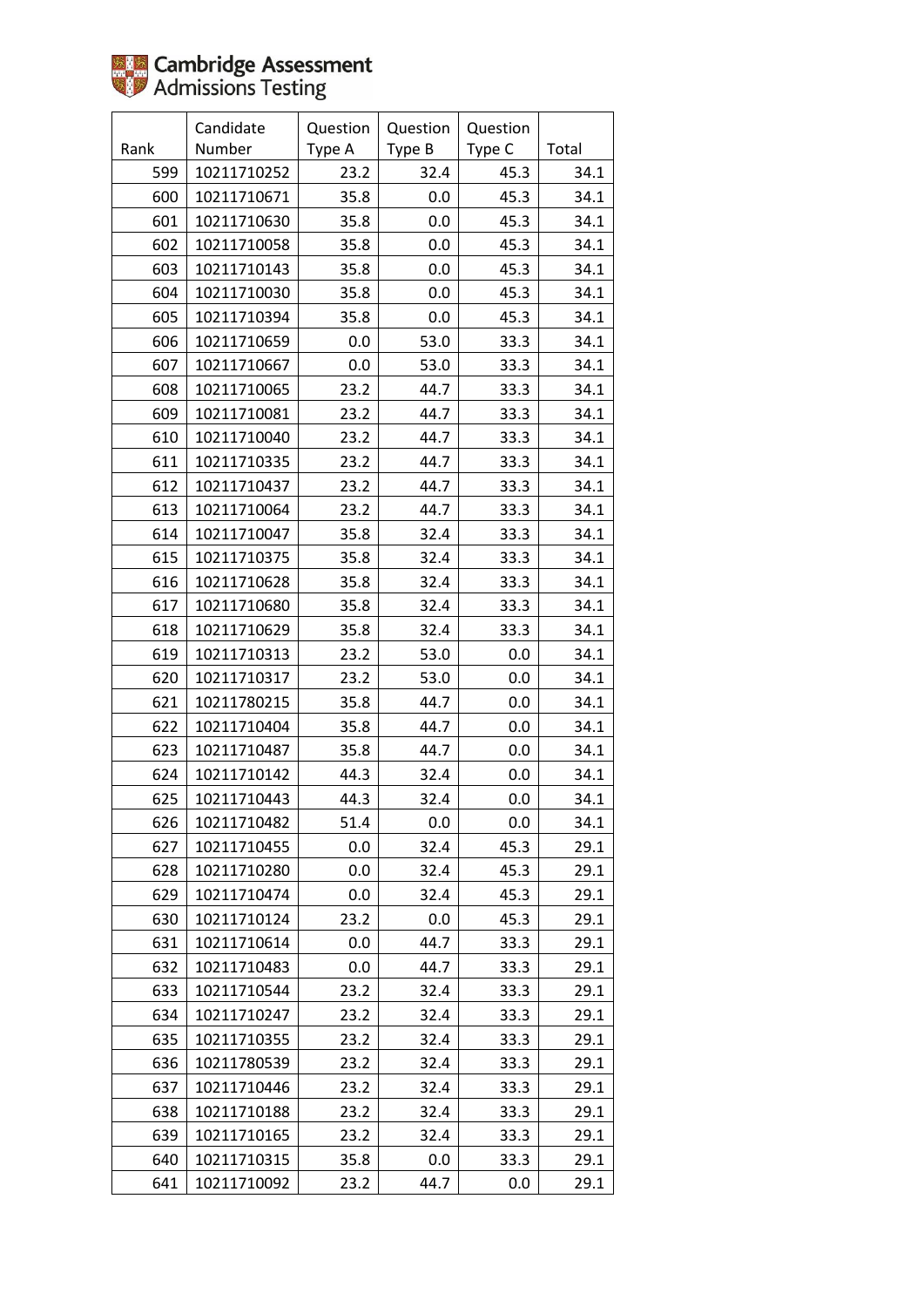| Rank | Candidate Number | Question Type A | Question Type B | Question Type C | Total |
|---|---|---|---|---|---|
| 599 | 10211710252 | 23.2 | 32.4 | 45.3 | 34.1 |
| 600 | 10211710671 | 35.8 | 0.0 | 45.3 | 34.1 |
| 601 | 10211710630 | 35.8 | 0.0 | 45.3 | 34.1 |
| 602 | 10211710058 | 35.8 | 0.0 | 45.3 | 34.1 |
| 603 | 10211710143 | 35.8 | 0.0 | 45.3 | 34.1 |
| 604 | 10211710030 | 35.8 | 0.0 | 45.3 | 34.1 |
| 605 | 10211710394 | 35.8 | 0.0 | 45.3 | 34.1 |
| 606 | 10211710659 | 0.0 | 53.0 | 33.3 | 34.1 |
| 607 | 10211710667 | 0.0 | 53.0 | 33.3 | 34.1 |
| 608 | 10211710065 | 23.2 | 44.7 | 33.3 | 34.1 |
| 609 | 10211710081 | 23.2 | 44.7 | 33.3 | 34.1 |
| 610 | 10211710040 | 23.2 | 44.7 | 33.3 | 34.1 |
| 611 | 10211710335 | 23.2 | 44.7 | 33.3 | 34.1 |
| 612 | 10211710437 | 23.2 | 44.7 | 33.3 | 34.1 |
| 613 | 10211710064 | 23.2 | 44.7 | 33.3 | 34.1 |
| 614 | 10211710047 | 35.8 | 32.4 | 33.3 | 34.1 |
| 615 | 10211710375 | 35.8 | 32.4 | 33.3 | 34.1 |
| 616 | 10211710628 | 35.8 | 32.4 | 33.3 | 34.1 |
| 617 | 10211710680 | 35.8 | 32.4 | 33.3 | 34.1 |
| 618 | 10211710629 | 35.8 | 32.4 | 33.3 | 34.1 |
| 619 | 10211710313 | 23.2 | 53.0 | 0.0 | 34.1 |
| 620 | 10211710317 | 23.2 | 53.0 | 0.0 | 34.1 |
| 621 | 10211780215 | 35.8 | 44.7 | 0.0 | 34.1 |
| 622 | 10211710404 | 35.8 | 44.7 | 0.0 | 34.1 |
| 623 | 10211710487 | 35.8 | 44.7 | 0.0 | 34.1 |
| 624 | 10211710142 | 44.3 | 32.4 | 0.0 | 34.1 |
| 625 | 10211710443 | 44.3 | 32.4 | 0.0 | 34.1 |
| 626 | 10211710482 | 51.4 | 0.0 | 0.0 | 34.1 |
| 627 | 10211710455 | 0.0 | 32.4 | 45.3 | 29.1 |
| 628 | 10211710280 | 0.0 | 32.4 | 45.3 | 29.1 |
| 629 | 10211710474 | 0.0 | 32.4 | 45.3 | 29.1 |
| 630 | 10211710124 | 23.2 | 0.0 | 45.3 | 29.1 |
| 631 | 10211710614 | 0.0 | 44.7 | 33.3 | 29.1 |
| 632 | 10211710483 | 0.0 | 44.7 | 33.3 | 29.1 |
| 633 | 10211710544 | 23.2 | 32.4 | 33.3 | 29.1 |
| 634 | 10211710247 | 23.2 | 32.4 | 33.3 | 29.1 |
| 635 | 10211710355 | 23.2 | 32.4 | 33.3 | 29.1 |
| 636 | 10211780539 | 23.2 | 32.4 | 33.3 | 29.1 |
| 637 | 10211710446 | 23.2 | 32.4 | 33.3 | 29.1 |
| 638 | 10211710188 | 23.2 | 32.4 | 33.3 | 29.1 |
| 639 | 10211710165 | 23.2 | 32.4 | 33.3 | 29.1 |
| 640 | 10211710315 | 35.8 | 0.0 | 33.3 | 29.1 |
| 641 | 10211710092 | 23.2 | 44.7 | 0.0 | 29.1 |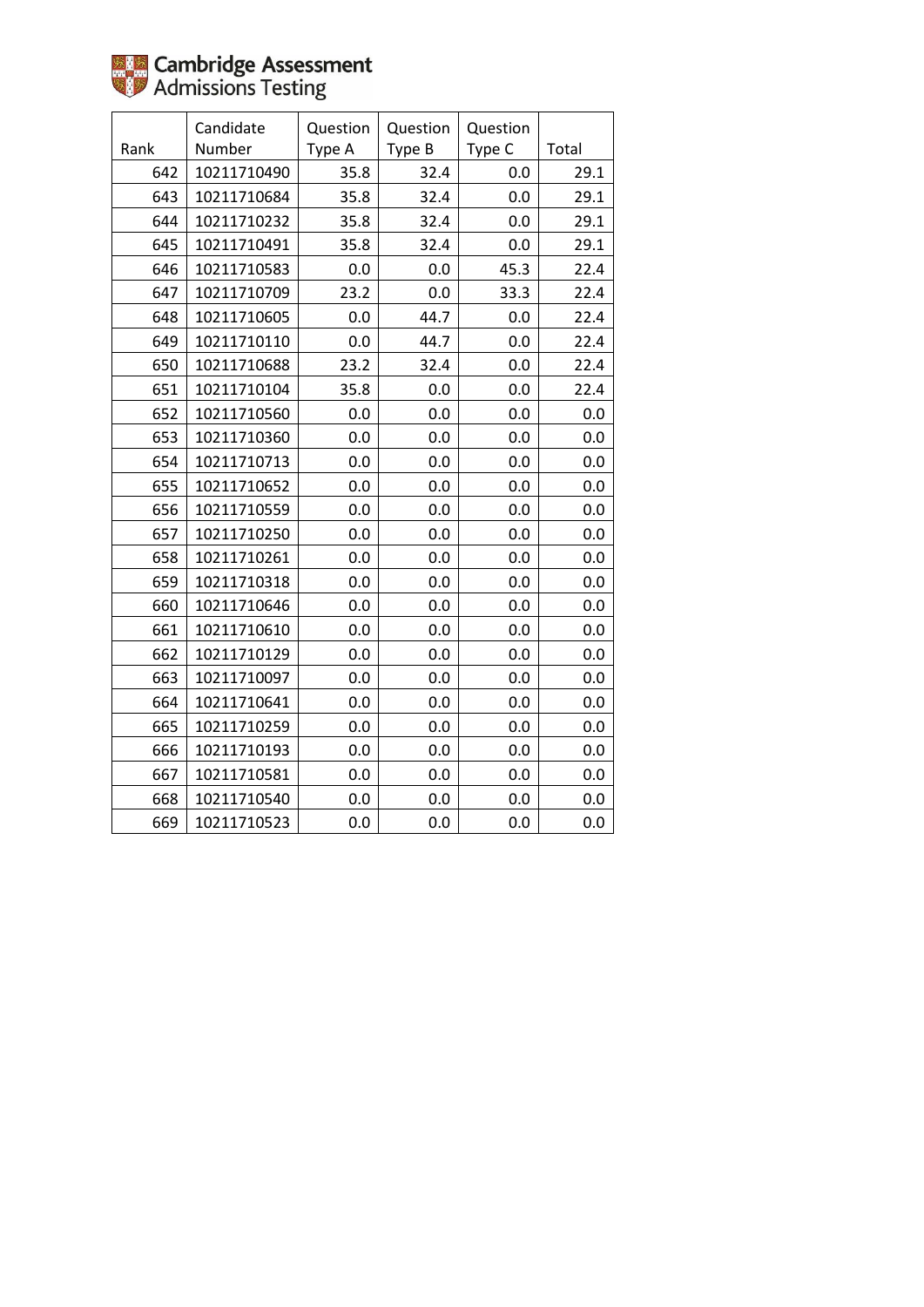Cambridge Assessment
Admissions Testing

| Rank | Candidate Number | Question Type A | Question Type B | Question Type C | Total |
|---|---|---|---|---|---|
| 642 | 10211710490 | 35.8 | 32.4 | 0.0 | 29.1 |
| 643 | 10211710684 | 35.8 | 32.4 | 0.0 | 29.1 |
| 644 | 10211710232 | 35.8 | 32.4 | 0.0 | 29.1 |
| 645 | 10211710491 | 35.8 | 32.4 | 0.0 | 29.1 |
| 646 | 10211710583 | 0.0 | 0.0 | 45.3 | 22.4 |
| 647 | 10211710709 | 23.2 | 0.0 | 33.3 | 22.4 |
| 648 | 10211710605 | 0.0 | 44.7 | 0.0 | 22.4 |
| 649 | 10211710110 | 0.0 | 44.7 | 0.0 | 22.4 |
| 650 | 10211710688 | 23.2 | 32.4 | 0.0 | 22.4 |
| 651 | 10211710104 | 35.8 | 0.0 | 0.0 | 22.4 |
| 652 | 10211710560 | 0.0 | 0.0 | 0.0 | 0.0 |
| 653 | 10211710360 | 0.0 | 0.0 | 0.0 | 0.0 |
| 654 | 10211710713 | 0.0 | 0.0 | 0.0 | 0.0 |
| 655 | 10211710652 | 0.0 | 0.0 | 0.0 | 0.0 |
| 656 | 10211710559 | 0.0 | 0.0 | 0.0 | 0.0 |
| 657 | 10211710250 | 0.0 | 0.0 | 0.0 | 0.0 |
| 658 | 10211710261 | 0.0 | 0.0 | 0.0 | 0.0 |
| 659 | 10211710318 | 0.0 | 0.0 | 0.0 | 0.0 |
| 660 | 10211710646 | 0.0 | 0.0 | 0.0 | 0.0 |
| 661 | 10211710610 | 0.0 | 0.0 | 0.0 | 0.0 |
| 662 | 10211710129 | 0.0 | 0.0 | 0.0 | 0.0 |
| 663 | 10211710097 | 0.0 | 0.0 | 0.0 | 0.0 |
| 664 | 10211710641 | 0.0 | 0.0 | 0.0 | 0.0 |
| 665 | 10211710259 | 0.0 | 0.0 | 0.0 | 0.0 |
| 666 | 10211710193 | 0.0 | 0.0 | 0.0 | 0.0 |
| 667 | 10211710581 | 0.0 | 0.0 | 0.0 | 0.0 |
| 668 | 10211710540 | 0.0 | 0.0 | 0.0 | 0.0 |
| 669 | 10211710523 | 0.0 | 0.0 | 0.0 | 0.0 |